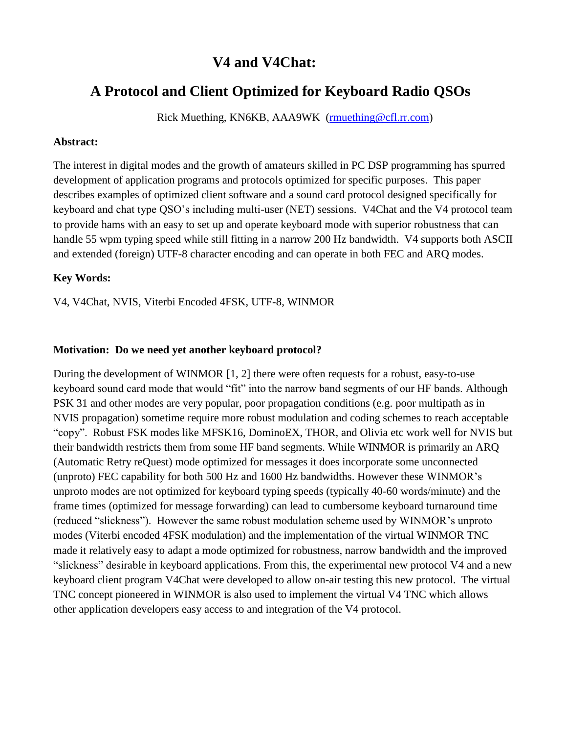# V4 and V4Chat:

## A Protocol and Client Optimized for Keyboard Radio QSOs

Rick Muething, KN6KB, AAA9WK (rmuething@cfl.rr.com)

**Abstract:**

The interest in digital modes and the growth of amateurs skilled in PC DSP programming has spurred development of application programs and protocols optimized for specific purposes. This paper describes examples of optimized client software and a sound card protocol designed specifically for keyboard and chat type QSO's including multi-user (NET) sessions. V4Chat and the V4 protocol team to provide hams with an easy to set up and operate keyboard mode with superior robustness that can handle 55 wpm typing speed while still fitting in a narrow 200 Hz bandwidth. V4 supports both ASCII and extended (foreign) UTF-8 character encoding and can operate in both FEC and ARQ modes.

**Key Words:**

V4, V4Chat, NVIS, Viterbi Encoded 4FSK, UTF-8, WINMOR

**Motivation: Do we need yet another keyboard protocol?**

During the development of WINMOR [1, 2] there were often requests for a robust, easy-to-use keyboard sound card mode that would "fit" into the narrow band segments of our HF bands. Although PSK 31 and other modes are very popular, poor propagation conditions (e.g. poor multipath as in NVIS propagation) sometime require more robust modulation and coding schemes to reach acceptable "copy". Robust FSK modes like MFSK16, DominoEX, THOR, and Olivia etc work well for NVIS but their bandwidth restricts them from some HF band segments. While WINMOR is primarily an ARQ (Automatic Retry reQuest) mode optimized for messages it does incorporate some unconnected (unproto) FEC capability for both 500 Hz and 1600 Hz bandwidths. However these WINMOR's unproto modes are not optimized for keyboard typing speeds (typically 40-60 words/minute) and the frame times (optimized for message forwarding) can lead to cumbersome keyboard turnaround time (reduced "slickness"). However the same robust modulation scheme used by WINMOR's unproto modes (Viterbi encoded 4FSK modulation) and the implementation of the virtual WINMOR TNC made it relatively easy to adapt a mode optimized for robustness, narrow bandwidth and the improved "slickness" desirable in keyboard applications. From this, the experimental new protocol V4 and a new keyboard client program V4Chat were developed to allow on-air testing this new protocol. The virtual TNC concept pioneered in WINMOR is also used to implement the virtual V4 TNC which allows other application developers easy access to and integration of the V4 protocol.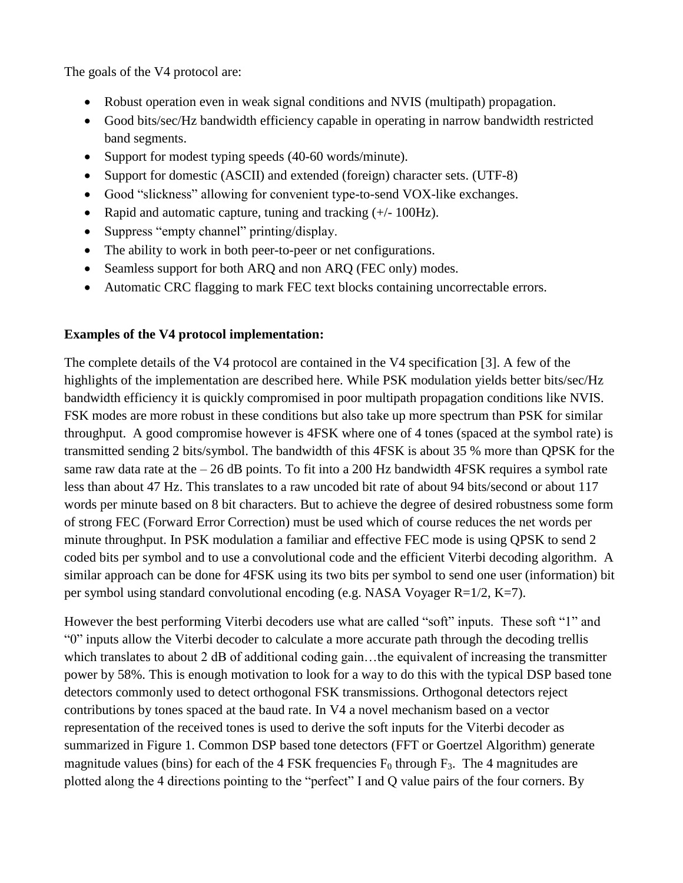The goals of the V4 protocol are:

- Robust operation even in weak signal conditions and NVIS (multipath) propagation.
- Good bits/sec/Hz bandwidth efficiency capable in operating in narrow bandwidth restricted band segments.
- Support for modest typing speeds (40-60 words/minute).
- Support for domestic (ASCII) and extended (foreign) character sets. (UTF-8)
- Good "slickness" allowing for convenient type-to-send VOX-like exchanges.
- Rapid and automatic capture, tuning and tracking (+/- 100Hz).
- Suppress "empty channel" printing/display.
- The ability to work in both peer-to-peer or net configurations.
- Seamless support for both ARQ and non ARQ (FEC only) modes.
- Automatic CRC flagging to mark FEC text blocks containing uncorrectable errors.

**Examples of the V4 protocol implementation:**

The complete details of the V4 protocol are contained in the V4 specification [3]. A few of the highlights of the implementation are described here. While PSK modulation yields better bits/sec/Hz bandwidth efficiency it is quickly compromised in poor multipath propagation conditions like NVIS. FSK modes are more robust in these conditions but also take up more spectrum than PSK for similar throughput. A good compromise however is 4FSK where one of 4 tones (spaced at the symbol rate) is transmitted sending 2 bits/symbol. The bandwidth of this 4FSK is about 35 % more than QPSK for the same raw data rate at the – 26 dB points. To fit into a 200 Hz bandwidth 4FSK requires a symbol rate less than about 47 Hz. This translates to a raw uncoded bit rate of about 94 bits/second or about 117 words per minute based on 8 bit characters. But to achieve the degree of desired robustness some form of strong FEC (Forward Error Correction) must be used which of course reduces the net words per minute throughput. In PSK modulation a familiar and effective FEC mode is using QPSK to send 2 coded bits per symbol and to use a convolutional code and the efficient Viterbi decoding algorithm. A similar approach can be done for 4FSK using its two bits per symbol to send one user (information) bit per symbol using standard convolutional encoding (e.g. NASA Voyager R=1/2, K=7).

However the best performing Viterbi decoders use what are called "soft" inputs. These soft "1" and "0" inputs allow the Viterbi decoder to calculate a more accurate path through the decoding trellis which translates to about 2 dB of additional coding gain…the equivalent of increasing the transmitter power by 58%. This is enough motivation to look for a way to do this with the typical DSP based tone detectors commonly used to detect orthogonal FSK transmissions. Orthogonal detectors reject contributions by tones spaced at the baud rate. In V4 a novel mechanism based on a vector representation of the received tones is used to derive the soft inputs for the Viterbi decoder as summarized in Figure 1. Common DSP based tone detectors (FFT or Goertzel Algorithm) generate magnitude values (bins) for each of the 4 FSK frequencies $F_0$ through $F_3$. The 4 magnitudes are plotted along the 4 directions pointing to the "perfect" I and Q value pairs of the four corners. By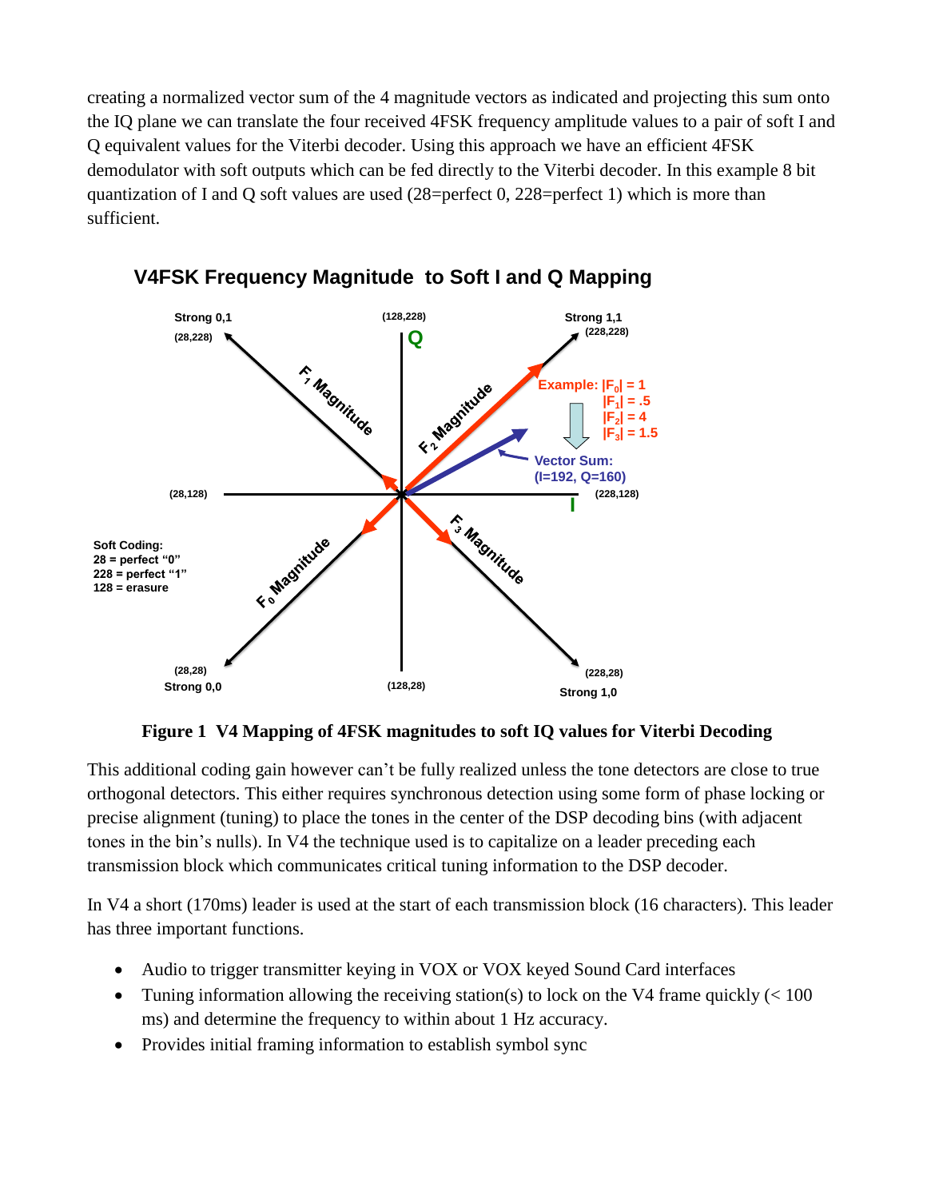creating a normalized vector sum of the 4 magnitude vectors as indicated and projecting this sum onto the IQ plane we can translate the four received 4FSK frequency amplitude values to a pair of soft I and Q equivalent values for the Viterbi decoder. Using this approach we have an efficient 4FSK demodulator with soft outputs which can be fed directly to the Viterbi decoder. In this example 8 bit quantization of I and Q soft values are used (28=perfect 0, 228=perfect 1) which is more than sufficient.

**Figure 1 V4 Mapping of 4FSK magnitudes to soft IQ values for Viterbi Decoding**

This additional coding gain however can't be fully realized unless the tone detectors are close to true orthogonal detectors. This either requires synchronous detection using some form of phase locking or precise alignment (tuning) to place the tones in the center of the DSP decoding bins (with adjacent tones in the bin's nulls). In V4 the technique used is to capitalize on a leader preceding each transmission block which communicates critical tuning information to the DSP decoder.

In V4 a short (170ms) leader is used at the start of each transmission block (16 characters). This leader has three important functions.

- Audio to trigger transmitter keying in VOX or VOX keyed Sound Card interfaces
- Tuning information allowing the receiving station(s) to lock on the V4 frame quickly (< 100 ms) and determine the frequency to within about 1 Hz accuracy.
- Provides initial framing information to establish symbol sync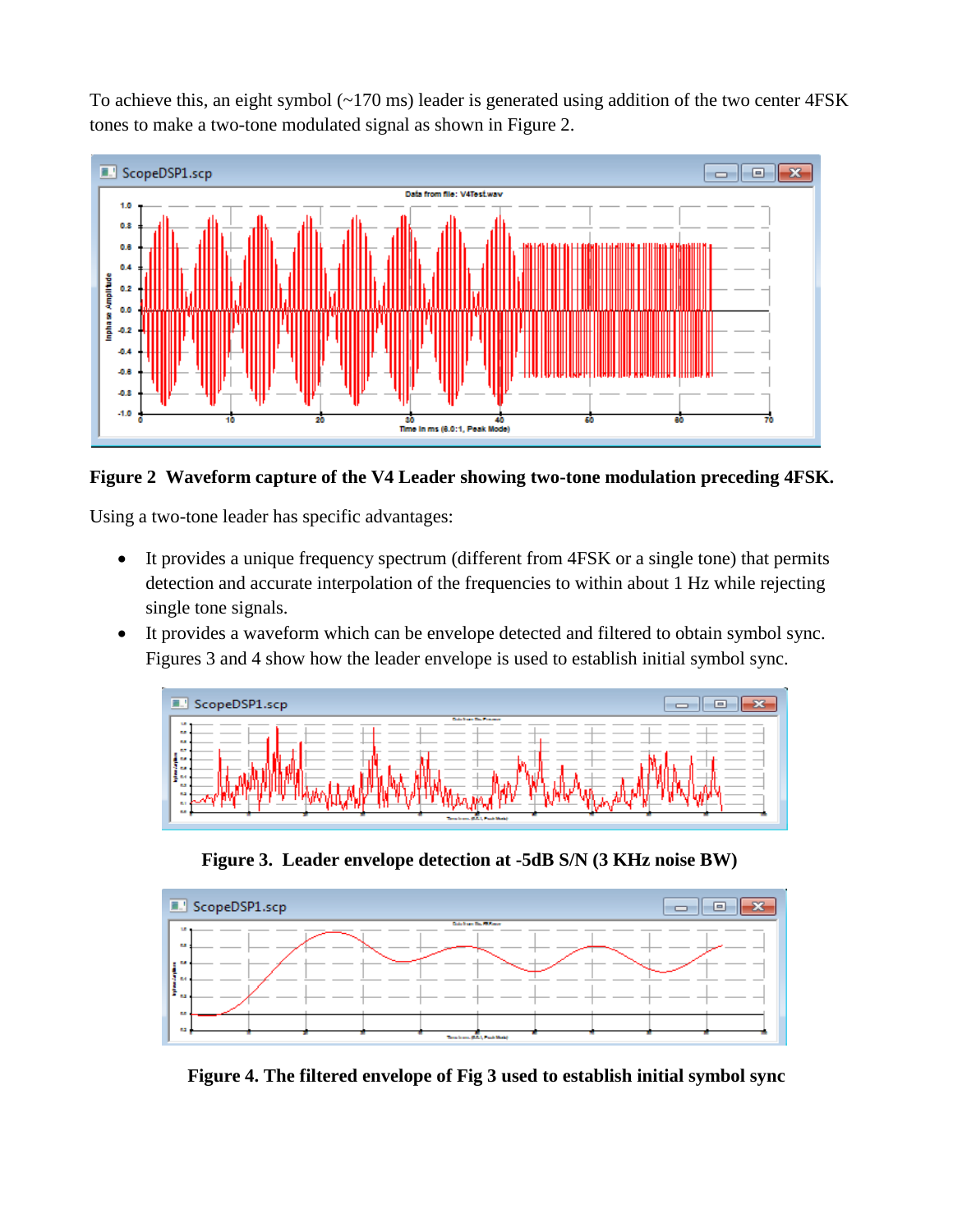To achieve this, an eight symbol (~170 ms) leader is generated using addition of the two center 4FSK tones to make a two-tone modulated signal as shown in Figure 2.

**Figure 2 Waveform capture of the V4 Leader showing two-tone modulation preceding 4FSK.**

Using a two-tone leader has specific advantages:

- It provides a unique frequency spectrum (different from 4FSK or a single tone) that permits detection and accurate interpolation of the frequencies to within about 1 Hz while rejecting single tone signals.
- It provides a waveform which can be envelope detected and filtered to obtain symbol sync. Figures 3 and 4 show how the leader envelope is used to establish initial symbol sync.

**Figure 3. Leader envelope detection at -5dB S/N (3 KHz noise BW)**

**Figure 4. The filtered envelope of Fig 3 used to establish initial symbol sync**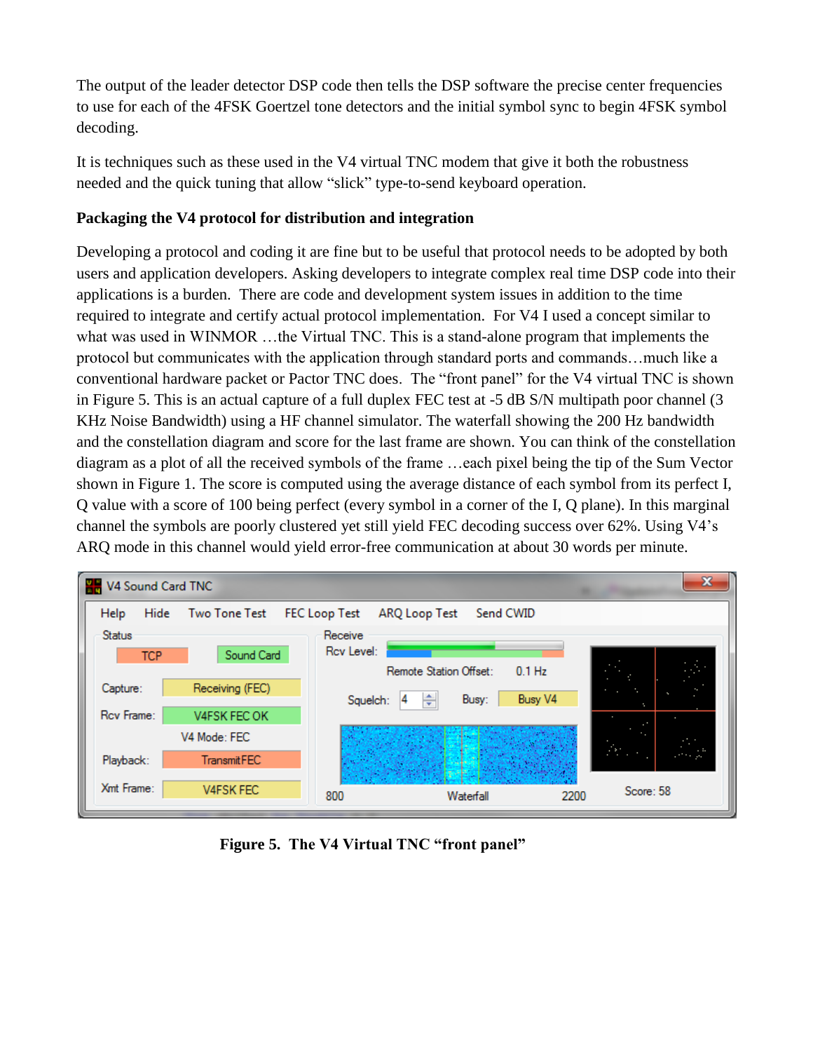The output of the leader detector DSP code then tells the DSP software the precise center frequencies to use for each of the 4FSK Goertzel tone detectors and the initial symbol sync to begin 4FSK symbol decoding.

It is techniques such as these used in the V4 virtual TNC modem that give it both the robustness needed and the quick tuning that allow "slick" type-to-send keyboard operation.

**Packaging the V4 protocol for distribution and integration**

Developing a protocol and coding it are fine but to be useful that protocol needs to be adopted by both users and application developers. Asking developers to integrate complex real time DSP code into their applications is a burden. There are code and development system issues in addition to the time required to integrate and certify actual protocol implementation. For V4 I used a concept similar to what was used in WINMOR …the Virtual TNC. This is a stand-alone program that implements the protocol but communicates with the application through standard ports and commands…much like a conventional hardware packet or Pactor TNC does. The "front panel" for the V4 virtual TNC is shown in Figure 5. This is an actual capture of a full duplex FEC test at -5 dB S/N multipath poor channel (3 KHz Noise Bandwidth) using a HF channel simulator. The waterfall showing the 200 Hz bandwidth and the constellation diagram and score for the last frame are shown. You can think of the constellation diagram as a plot of all the received symbols of the frame …each pixel being the tip of the Sum Vector shown in Figure 1. The score is computed using the average distance of each symbol from its perfect I, Q value with a score of 100 being perfect (every symbol in a corner of the I, Q plane). In this marginal channel the symbols are poorly clustered yet still yield FEC decoding success over 62%. Using V4's ARQ mode in this channel would yield error-free communication at about 30 words per minute.

**Figure 5. The V4 Virtual TNC "front panel"**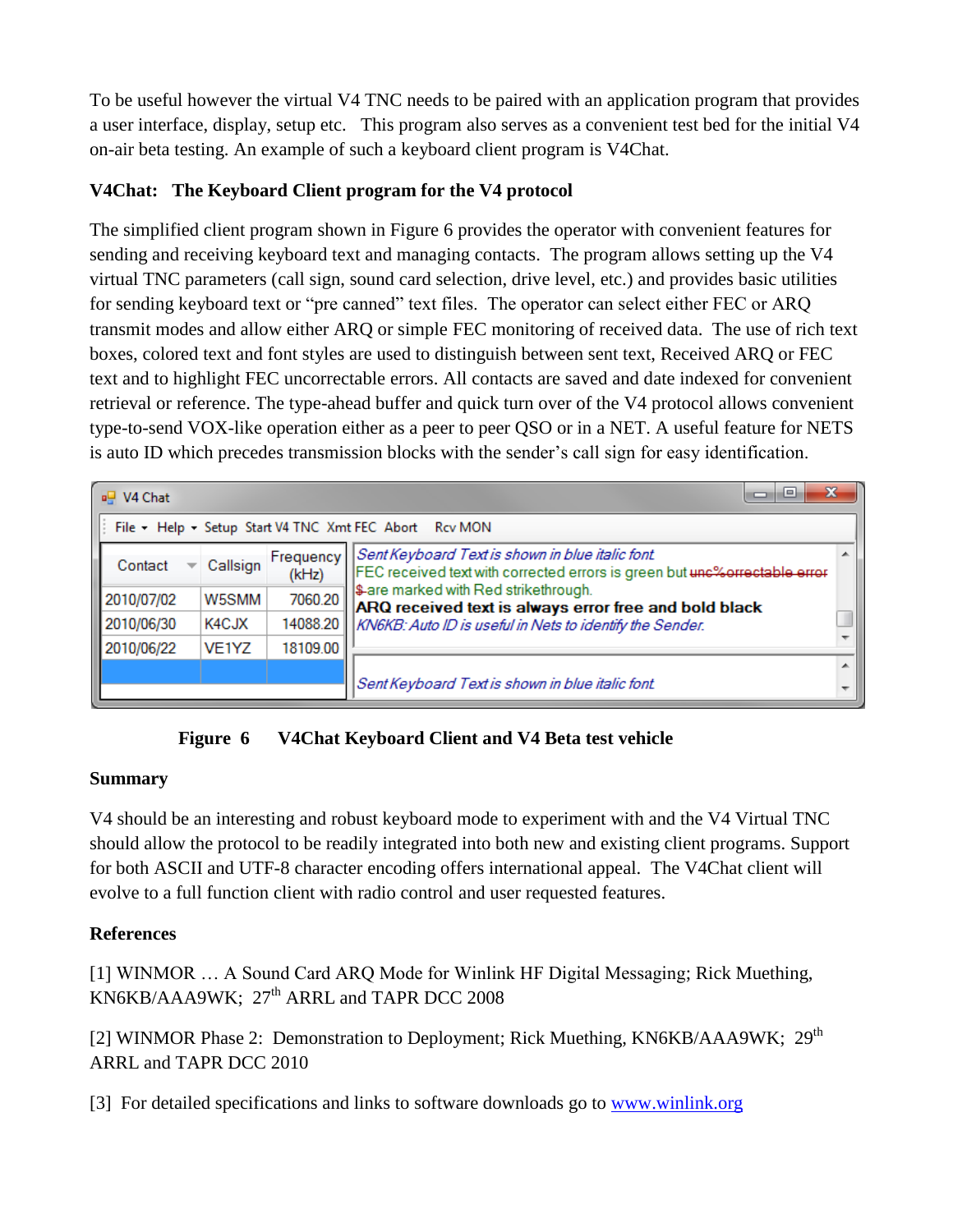To be useful however the virtual V4 TNC needs to be paired with an application program that provides a user interface, display, setup etc. This program also serves as a convenient test bed for the initial V4 on-air beta testing. An example of such a keyboard client program is V4Chat.

**V4Chat: The Keyboard Client program for the V4 protocol**

The simplified client program shown in Figure 6 provides the operator with convenient features for sending and receiving keyboard text and managing contacts. The program allows setting up the V4 virtual TNC parameters (call sign, sound card selection, drive level, etc.) and provides basic utilities for sending keyboard text or "pre canned" text files. The operator can select either FEC or ARQ transmit modes and allow either ARQ or simple FEC monitoring of received data. The use of rich text boxes, colored text and font styles are used to distinguish between sent text, Received ARQ or FEC text and to highlight FEC uncorrectable errors. All contacts are saved and date indexed for convenient retrieval or reference. The type-ahead buffer and quick turn over of the V4 protocol allows convenient type-to-send VOX-like operation either as a peer to peer QSO or in a NET. A useful feature for NETS is auto ID which precedes transmission blocks with the sender's call sign for easy identification.

V4 Chat

File Help Setup Start V4 TNC Xmt FEC Abort Rcv MON

| Contact | Callsign | Frequency (kHz) |
|---|---|---|
| 2010/07/02 | W5SMM | 7060.20 |
| 2010/06/30 | K4CJX | 14088.20 |
| 2010/06/22 | VE1YZ | 18109.00 |

*Sent Keyboard Text is shown in blue italic font*
FEC received text with corrected errors is green but ~~unc%orrectable error $~~ are marked with Red strikethrough.
**ARQ received text is always error free and bold black**
*KN6KB: Auto ID is useful in Nets to identify the Sender.*

*Sent Keyboard Text is shown in blue italic font*

**Figure 6 V4Chat Keyboard Client and V4 Beta test vehicle**

**Summary**

V4 should be an interesting and robust keyboard mode to experiment with and the V4 Virtual TNC should allow the protocol to be readily integrated into both new and existing client programs. Support for both ASCII and UTF-8 character encoding offers international appeal. The V4Chat client will evolve to a full function client with radio control and user requested features.

**References**

[1] WINMOR … A Sound Card ARQ Mode for Winlink HF Digital Messaging; Rick Muething, KN6KB/AAA9WK; 27th ARRL and TAPR DCC 2008

[2] WINMOR Phase 2: Demonstration to Deployment; Rick Muething, KN6KB/AAA9WK; 29th ARRL and TAPR DCC 2010

[3] For detailed specifications and links to software downloads go to [www.winlink.org](http://www.winlink.org)